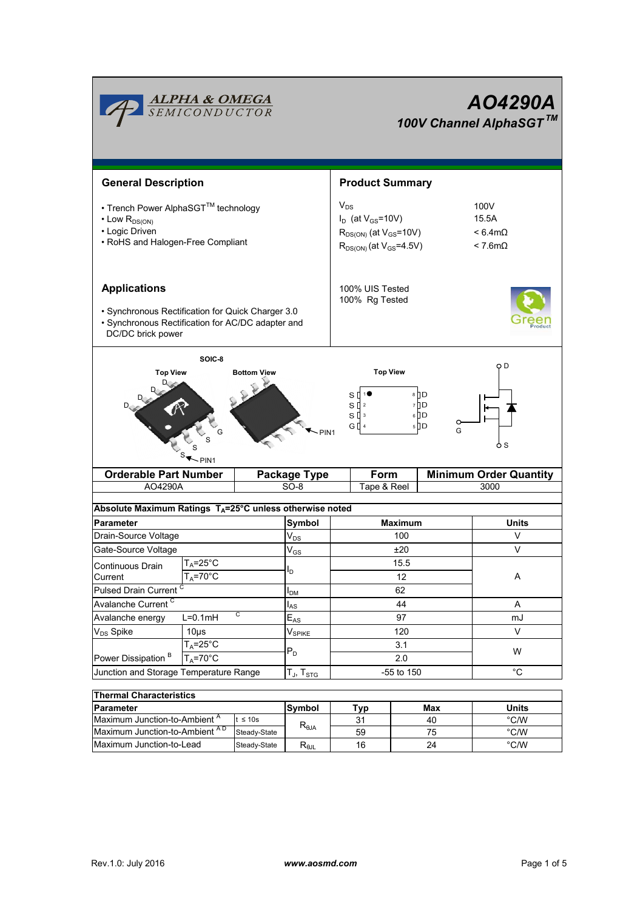ALPHA & OMEGA SEMICONDUCTOR

# AO4290A

## 100V Channel AlphaSGT™

## General Description

- Trench Power AlphaSGT™ technology
- Low $R_{DS(ON)}$
- Logic Driven
- RoHS and Halogen-Free Compliant

## Product Summary

| | |
|---|---|
| $V_{DS}$ | 100V |
| $I_D$ (at $V_{GS}$=10V) | 15.5A |
| $R_{DS(ON)}$ (at $V_{GS}$=10V) | < 6.4mΩ |
| $R_{DS(ON)}$ (at $V_{GS}$=4.5V) | < 7.6mΩ |

100% UIS Tested
100% Rg Tested

## Applications

- Synchronous Rectification for Quick Charger 3.0
- Synchronous Rectification for AC/DC adapter and DC/DC brick power

SOIC-8

Top View | Bottom View | Top View

| Orderable Part Number | Package Type | Form | Minimum Order Quantity |
|---|---|---|---|
| AO4290A | SO-8 | Tape & Reel | 3000 |

**Absolute Maximum Ratings $T_A$=25°C unless otherwise noted**

| Parameter | | Symbol | Maximum | Units |
|---|---|---|---|---|
| Drain-Source Voltage | | $V_{DS}$ | 100 | V |
| Gate-Source Voltage | | $V_{GS}$ | ±20 | V |
| Continuous Drain Current | $T_A$=25°C | $I_D$ | 15.5 | A |
| | $T_A$=70°C | | 12 | |
| Pulsed Drain Current [C] | | $I_{DM}$ | 62 | |
| Avalanche Current [C] | | $I_{AS}$ | 44 | A |
| Avalanche energy | L=0.1mH [C] | $E_{AS}$ | 97 | mJ |
| $V_{DS}$ Spike | 10µs | $V_{SPIKE}$ | 120 | V |
| Power Dissipation [B] | $T_A$=25°C | $P_D$ | 3.1 | W |
| | $T_A$=70°C | | 2.0 | |
| Junction and Storage Temperature Range | | $T_J$, $T_{STG}$ | -55 to 150 | °C |

**Thermal Characteristics**

| Parameter | | Symbol | Typ | Max | Units |
|---|---|---|---|---|---|
| Maximum Junction-to-Ambient [A] | t ≤ 10s | $R_{\theta JA}$ | 31 | 40 | °C/W |
| Maximum Junction-to-Ambient [A D] | Steady-State | | 59 | 75 | °C/W |
| Maximum Junction-to-Lead | Steady-State | $R_{\theta JL}$ | 16 | 24 | °C/W |

Rev.1.0: July 2016 www.aosmd.com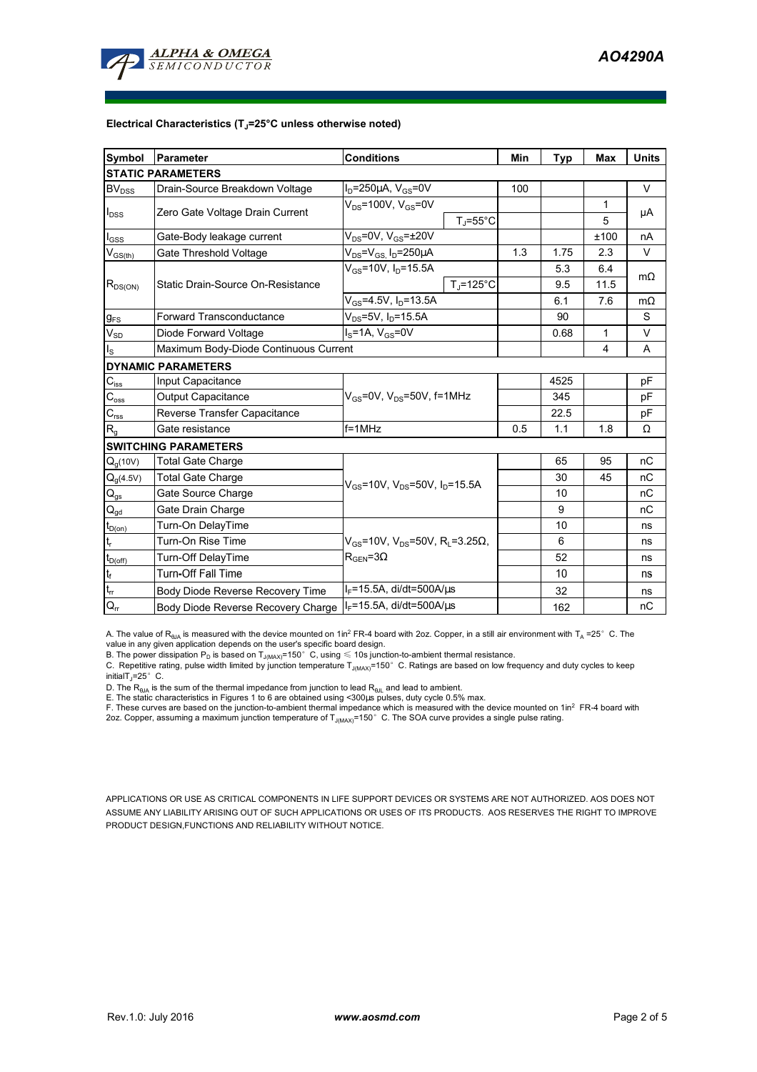**Electrical Characteristics ($T_J$=25°C unless otherwise noted)**

| Symbol | Parameter | Conditions | | Min | Typ | Max | Units |
|---|---|---|---|---|---|---|---|
| **STATIC PARAMETERS** | | | | | | | |
| $BV_{DSS}$ | Drain-Source Breakdown Voltage | $I_D$=250µA, $V_{GS}$=0V | | 100 | | | V |
| $I_{DSS}$ | Zero Gate Voltage Drain Current | $V_{DS}$=100V, $V_{GS}$=0V | | | | 1 | µA |
| | | | $T_J$=55°C | | | 5 | |
| $I_{GSS}$ | Gate-Body leakage current | $V_{DS}$=0V, $V_{GS}$=±20V | | | | ±100 | nA |
| $V_{GS(th)}$ | Gate Threshold Voltage | $V_{DS}$=$V_{GS}$, $I_D$=250µA | | 1.3 | 1.75 | 2.3 | V |
| $R_{DS(ON)}$ | Static Drain-Source On-Resistance | $V_{GS}$=10V, $I_D$=15.5A | | | 5.3 | 6.4 | mΩ |
| | | | $T_J$=125°C | | 9.5 | 11.5 | |
| | | $V_{GS}$=4.5V, $I_D$=13.5A | | | 6.1 | 7.6 | mΩ |
| $g_{FS}$ | Forward Transconductance | $V_{DS}$=5V, $I_D$=15.5A | | | 90 | | S |
| $V_{SD}$ | Diode Forward Voltage | $I_S$=1A, $V_{GS}$=0V | | | 0.68 | 1 | V |
| $I_S$ | Maximum Body-Diode Continuous Current | | | | | 4 | A |
| **DYNAMIC PARAMETERS** | | | | | | | |
| $C_{iss}$ | Input Capacitance | $V_{GS}$=0V, $V_{DS}$=50V, f=1MHz | | | 4525 | | pF |
| $C_{oss}$ | Output Capacitance | | | | 345 | | pF |
| $C_{rss}$ | Reverse Transfer Capacitance | | | | 22.5 | | pF |
| $R_g$ | Gate resistance | f=1MHz | | 0.5 | 1.1 | 1.8 | Ω |
| **SWITCHING PARAMETERS** | | | | | | | |
| $Q_g$(10V) | Total Gate Charge | $V_{GS}$=10V, $V_{DS}$=50V, $I_D$=15.5A | | | 65 | 95 | nC |
| $Q_g$(4.5V) | Total Gate Charge | | | | 30 | 45 | nC |
| $Q_{gs}$ | Gate Source Charge | | | | 10 | | nC |
| $Q_{gd}$ | Gate Drain Charge | | | | 9 | | nC |
| $t_{D(on)}$ | Turn-On DelayTime | $V_{GS}$=10V, $V_{DS}$=50V, $R_L$=3.25Ω, $R_{GEN}$=3Ω | | | 10 | | ns |
| $t_r$ | Turn-On Rise Time | | | | 6 | | ns |
| $t_{D(off)}$ | Turn-Off DelayTime | | | | 52 | | ns |
| $t_f$ | Turn-Off Fall Time | | | | 10 | | ns |
| $t_{rr}$ | Body Diode Reverse Recovery Time | $I_F$=15.5A, di/dt=500A/µs | | | 32 | | ns |
| $Q_{rr}$ | Body Diode Reverse Recovery Charge | $I_F$=15.5A, di/dt=500A/µs | | | 162 | | nC |

A. The value of $R_{\theta JA}$ is measured with the device mounted on 1in² FR-4 board with 2oz. Copper, in a still air environment with $T_A$ =25° C. The value in any given application depends on the user's specific board design.

B. The power dissipation $P_D$ is based on $T_{J(MAX)}$=150° C, using ≤ 10s junction-to-ambient thermal resistance.

C. Repetitive rating, pulse width limited by junction temperature $T_{J(MAX)}$=150° C. Ratings are based on low frequency and duty cycles to keep initial$T_J$=25° C.

D. The $R_{\theta JA}$ is the sum of the thermal impedance from junction to lead $R_{\theta JL}$ and lead to ambient.

E. The static characteristics in Figures 1 to 6 are obtained using <300µs pulses, duty cycle 0.5% max.

F. These curves are based on the junction-to-ambient thermal impedance which is measured with the device mounted on 1in² FR-4 board with 2oz. Copper, assuming a maximum junction temperature of $T_{J(MAX)}$=150° C. The SOA curve provides a single pulse rating.

APPLICATIONS OR USE AS CRITICAL COMPONENTS IN LIFE SUPPORT DEVICES OR SYSTEMS ARE NOT AUTHORIZED. AOS DOES NOT ASSUME ANY LIABILITY ARISING OUT OF SUCH APPLICATIONS OR USES OF ITS PRODUCTS. AOS RESERVES THE RIGHT TO IMPROVE PRODUCT DESIGN,FUNCTIONS AND RELIABILITY WITHOUT NOTICE.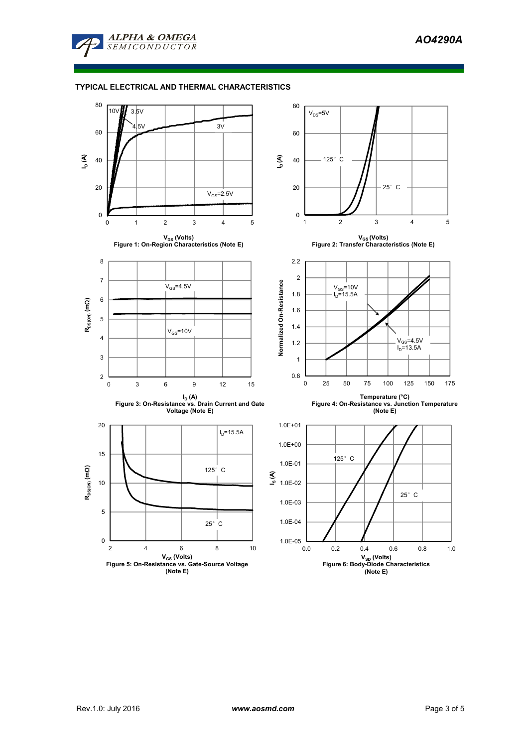## TYPICAL ELECTRICAL AND THERMAL CHARACTERISTICS

Figure 1: On-Region Characteristics (Note E)

Figure 2: Transfer Characteristics (Note E)

Figure 3: On-Resistance vs. Drain Current and Gate Voltage (Note E)

Figure 4: On-Resistance vs. Junction Temperature (Note E)

Figure 5: On-Resistance vs. Gate-Source Voltage (Note E)

Figure 6: Body-Diode Characteristics (Note E)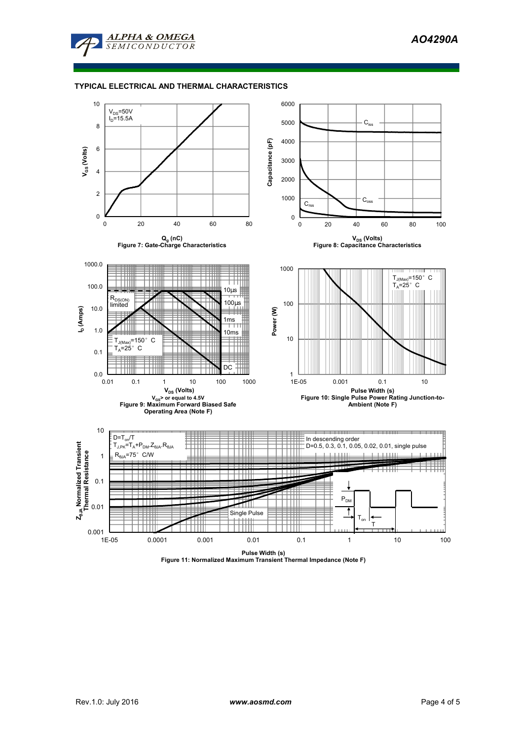## TYPICAL ELECTRICAL AND THERMAL CHARACTERISTICS

$V_{DS}$=50V
$I_D$=15.5A

$V_{GS}$ (Volts)

$Q_g$ (nC)

Figure 7: Gate-Charge Characteristics

$C_{iss}$

$C_{oss}$

$C_{rss}$

Capacitance (pF)

$V_{DS}$ (Volts)

Figure 8: Capacitance Characteristics

$R_{DS(ON)}$ limited

10µs

100µs

1ms

10ms

DC

$T_{J(Max)}$=150°C
$T_A$=25°C

$I_D$ (Amps)

$V_{DS}$ (Volts)

$V_{GS}$> or equal to 4.5V

Figure 9: Maximum Forward Biased Safe Operating Area (Note F)

$T_{J(Max)}$=150°C
$T_A$=25°C

Power (W)

Pulse Width (s)

Figure 10: Single Pulse Power Rating Junction-to-Ambient (Note F)

$D=T_{on}/T$
$T_{J,PK}=T_A+P_{DM}.Z_{\theta JA}.R_{\theta JA}$
$R_{\theta JA}$=75°C/W

In descending order
D=0.5, 0.3, 0.1, 0.05, 0.02, 0.01, single pulse

Single Pulse

$P_{DM}$

$T_{on}$

T

$Z_{\theta JA}$ Normalized Transient Thermal Resistance

Pulse Width (s)

Figure 11: Normalized Maximum Transient Thermal Impedance (Note F)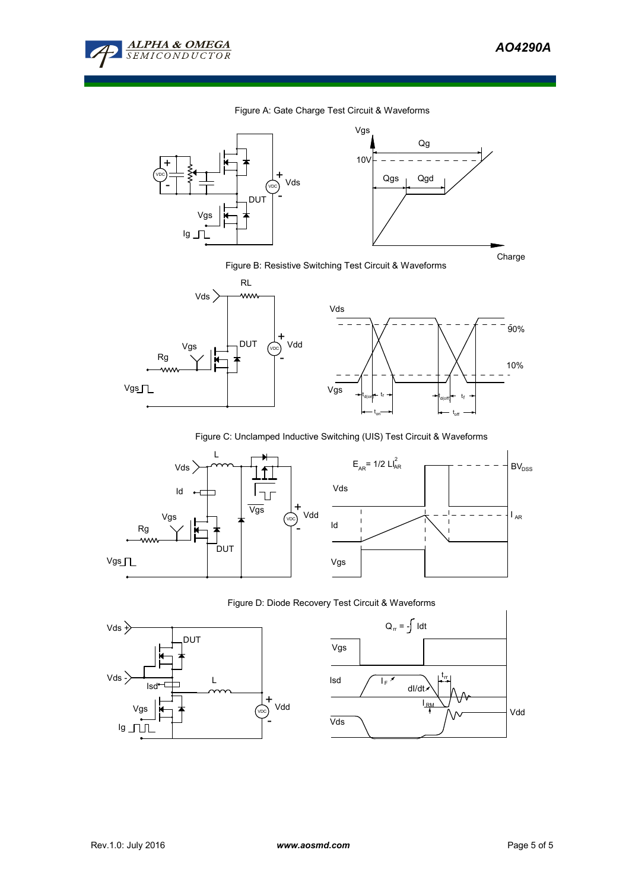Figure A: Gate Charge Test Circuit & Waveforms

VDC
+
-
Vds
DUT
Vgs
Ig

Vgs
Qg
10V
Qgs
Qgd
Charge

Figure B: Resistive Switching Test Circuit & Waveforms

RL
Vds
Vgs
DUT
+
Vdd
-
Rg
Vgs

Vds
90%
10%
Vgs
$t_{d(on)}$
$t_r$
$t_{d(off)}$
$t_f$
$t_{on}$
$t_{off}$

Figure C: Unclamped Inductive Switching (UIS) Test Circuit & Waveforms

L
Vds
Id
Vgs
+
Vdd
-
Rg
DUT
Vgs

$E_{AR} = 1/2\ LI_{AR}^2$
$BV_{DSS}$
Vds
Id
$I_{AR}$
Vgs

Figure D: Diode Recovery Test Circuit & Waveforms

Vds +
DUT
Vds -
Isd
L
+
Vdd
-
Vgs
Ig

$Q_{rr} = -\int Idt$
Vgs
Isd
$I_F$
dI/dt
$t_{rr}$
$I_{RM}$
Vdd
Vds